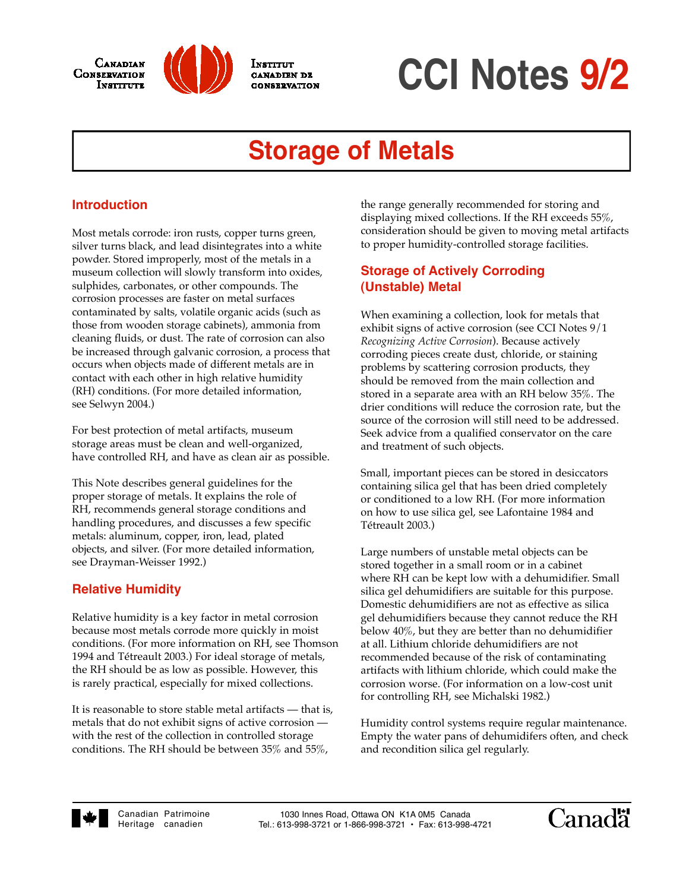# CCI Notes 9/2

## Storage of Metals

### Introduction

Most metals corrode: iron rusts, copper turns green, silver turns black, and lead disintegrates into a white powder. Stored improperly, most of the metals in a museum collection will slowly transform into oxides, sulphides, carbonates, or other compounds. The corrosion processes are faster on metal surfaces contaminated by salts, volatile organic acids (such as those from wooden storage cabinets), ammonia from cleaning fluids, or dust. The rate of corrosion can also be increased through galvanic corrosion, a process that occurs when objects made of different metals are in contact with each other in high relative humidity (RH) conditions. (For more detailed information, see Selwyn 2004.)

For best protection of metal artifacts, museum storage areas must be clean and well-organized, have controlled RH, and have as clean air as possible.

This Note describes general guidelines for the proper storage of metals. It explains the role of RH, recommends general storage conditions and handling procedures, and discusses a few specific metals: aluminum, copper, iron, lead, plated objects, and silver. (For more detailed information, see Drayman-Weisser 1992.)

### Relative Humidity

Relative humidity is a key factor in metal corrosion because most metals corrode more quickly in moist conditions. (For more information on RH, see Thomson 1994 and Tétreault 2003.) For ideal storage of metals, the RH should be as low as possible. However, this is rarely practical, especially for mixed collections.

It is reasonable to store stable metal artifacts — that is, metals that do not exhibit signs of active corrosion — with the rest of the collection in controlled storage conditions. The RH should be between 35% and 55%, the range generally recommended for storing and displaying mixed collections. If the RH exceeds 55%, consideration should be given to moving metal artifacts to proper humidity-controlled storage facilities.

### Storage of Actively Corroding (Unstable) Metal

When examining a collection, look for metals that exhibit signs of active corrosion (see CCI Notes 9/1 *Recognizing Active Corrosion*). Because actively corroding pieces create dust, chloride, or staining problems by scattering corrosion products, they should be removed from the main collection and stored in a separate area with an RH below 35%. The drier conditions will reduce the corrosion rate, but the source of the corrosion will still need to be addressed. Seek advice from a qualified conservator on the care and treatment of such objects.

Small, important pieces can be stored in desiccators containing silica gel that has been dried completely or conditioned to a low RH. (For more information on how to use silica gel, see Lafontaine 1984 and Tétreault 2003.)

Large numbers of unstable metal objects can be stored together in a small room or in a cabinet where RH can be kept low with a dehumidifier. Small silica gel dehumidifiers are suitable for this purpose. Domestic dehumidifiers are not as effective as silica gel dehumidifiers because they cannot reduce the RH below 40%, but they are better than no dehumidifier at all. Lithium chloride dehumidifiers are not recommended because of the risk of contaminating artifacts with lithium chloride, which could make the corrosion worse. (For information on a low-cost unit for controlling RH, see Michalski 1982.)

Humidity control systems require regular maintenance. Empty the water pans of dehumidifers often, and check and recondition silica gel regularly.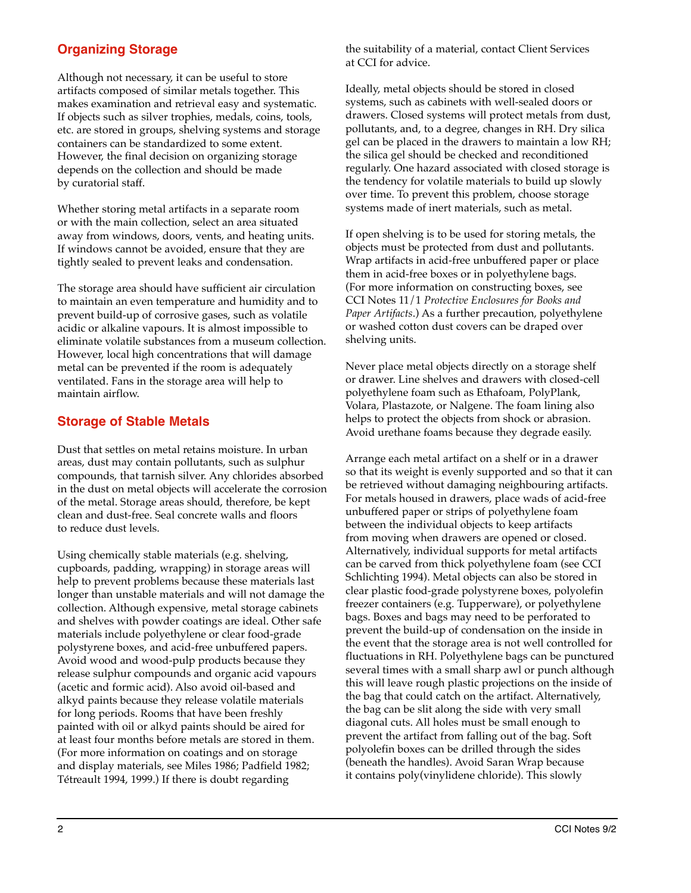## Organizing Storage

Although not necessary, it can be useful to store artifacts composed of similar metals together. This makes examination and retrieval easy and systematic. If objects such as silver trophies, medals, coins, tools, etc. are stored in groups, shelving systems and storage containers can be standardized to some extent. However, the final decision on organizing storage depends on the collection and should be made by curatorial staff.

Whether storing metal artifacts in a separate room or with the main collection, select an area situated away from windows, doors, vents, and heating units. If windows cannot be avoided, ensure that they are tightly sealed to prevent leaks and condensation.

The storage area should have sufficient air circulation to maintain an even temperature and humidity and to prevent build-up of corrosive gases, such as volatile acidic or alkaline vapours. It is almost impossible to eliminate volatile substances from a museum collection. However, local high concentrations that will damage metal can be prevented if the room is adequately ventilated. Fans in the storage area will help to maintain airflow.

## Storage of Stable Metals

Dust that settles on metal retains moisture. In urban areas, dust may contain pollutants, such as sulphur compounds, that tarnish silver. Any chlorides absorbed in the dust on metal objects will accelerate the corrosion of the metal. Storage areas should, therefore, be kept clean and dust-free. Seal concrete walls and floors to reduce dust levels.

Using chemically stable materials (e.g. shelving, cupboards, padding, wrapping) in storage areas will help to prevent problems because these materials last longer than unstable materials and will not damage the collection. Although expensive, metal storage cabinets and shelves with powder coatings are ideal. Other safe materials include polyethylene or clear food-grade polystyrene boxes, and acid-free unbuffered papers. Avoid wood and wood-pulp products because they release sulphur compounds and organic acid vapours (acetic and formic acid). Also avoid oil-based and alkyd paints because they release volatile materials for long periods. Rooms that have been freshly painted with oil or alkyd paints should be aired for at least four months before metals are stored in them. (For more information on coatings and on storage and display materials, see Miles 1986; Padfield 1982; Tétreault 1994, 1999.) If there is doubt regarding the suitability of a material, contact Client Services at CCI for advice.

Ideally, metal objects should be stored in closed systems, such as cabinets with well-sealed doors or drawers. Closed systems will protect metals from dust, pollutants, and, to a degree, changes in RH. Dry silica gel can be placed in the drawers to maintain a low RH; the silica gel should be checked and reconditioned regularly. One hazard associated with closed storage is the tendency for volatile materials to build up slowly over time. To prevent this problem, choose storage systems made of inert materials, such as metal.

If open shelving is to be used for storing metals, the objects must be protected from dust and pollutants. Wrap artifacts in acid-free unbuffered paper or place them in acid-free boxes or in polyethylene bags. (For more information on constructing boxes, see CCI Notes 11/1 *Protective Enclosures for Books and Paper Artifacts*.) As a further precaution, polyethylene or washed cotton dust covers can be draped over shelving units.

Never place metal objects directly on a storage shelf or drawer. Line shelves and drawers with closed-cell polyethylene foam such as Ethafoam, PolyPlank, Volara, Plastazote, or Nalgene. The foam lining also helps to protect the objects from shock or abrasion. Avoid urethane foams because they degrade easily.

Arrange each metal artifact on a shelf or in a drawer so that its weight is evenly supported and so that it can be retrieved without damaging neighbouring artifacts. For metals housed in drawers, place wads of acid-free unbuffered paper or strips of polyethylene foam between the individual objects to keep artifacts from moving when drawers are opened or closed. Alternatively, individual supports for metal artifacts can be carved from thick polyethylene foam (see CCI Schlichting 1994). Metal objects can also be stored in clear plastic food-grade polystyrene boxes, polyolefin freezer containers (e.g. Tupperware), or polyethylene bags. Boxes and bags may need to be perforated to prevent the build-up of condensation on the inside in the event that the storage area is not well controlled for fluctuations in RH. Polyethylene bags can be punctured several times with a small sharp awl or punch although this will leave rough plastic projections on the inside of the bag that could catch on the artifact. Alternatively, the bag can be slit along the side with very small diagonal cuts. All holes must be small enough to prevent the artifact from falling out of the bag. Soft polyolefin boxes can be drilled through the sides (beneath the handles). Avoid Saran Wrap because it contains poly(vinylidene chloride). This slowly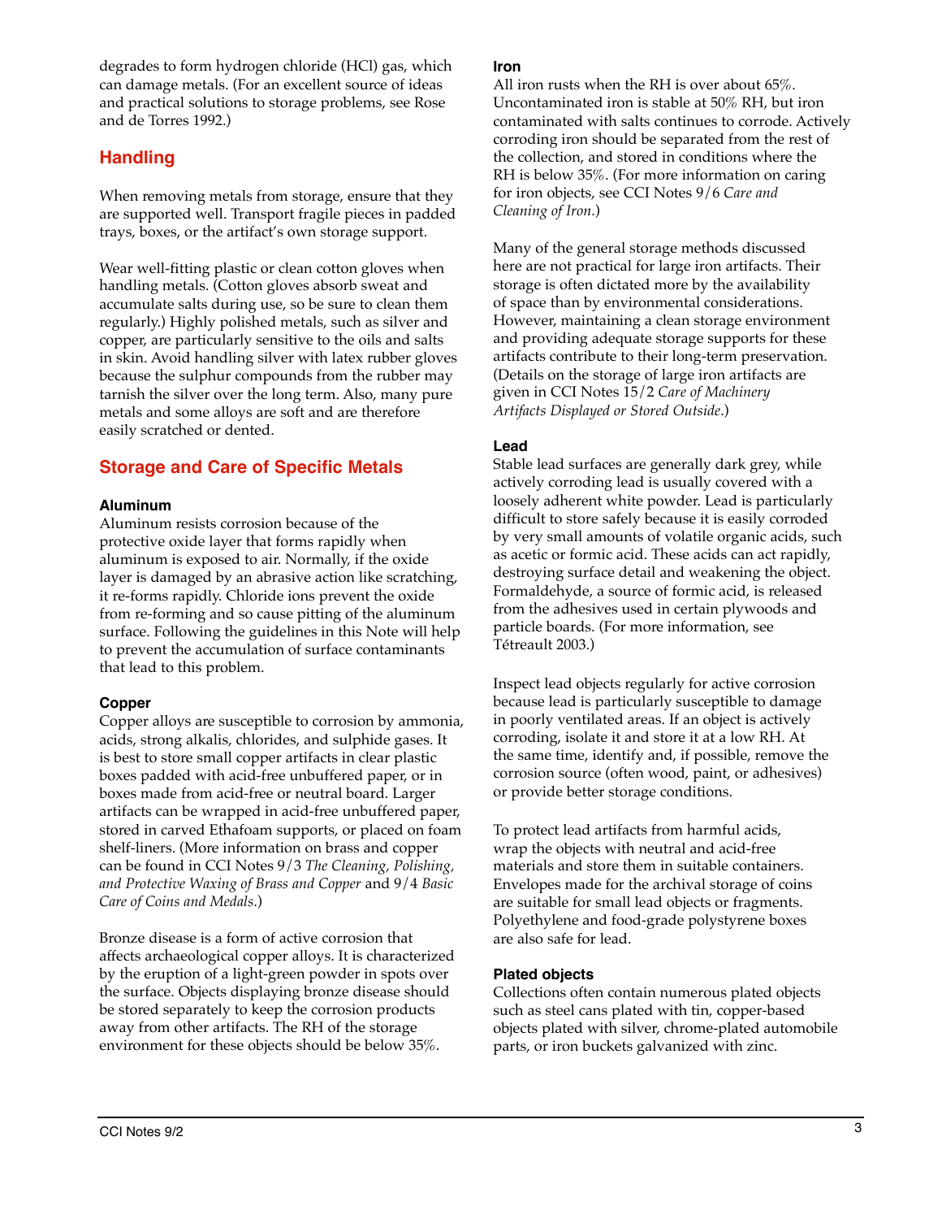degrades to form hydrogen chloride (HCl) gas, which can damage metals. (For an excellent source of ideas and practical solutions to storage problems, see Rose and de Torres 1992.)

## Handling

When removing metals from storage, ensure that they are supported well. Transport fragile pieces in padded trays, boxes, or the artifact's own storage support.

Wear well-fitting plastic or clean cotton gloves when handling metals. (Cotton gloves absorb sweat and accumulate salts during use, so be sure to clean them regularly.) Highly polished metals, such as silver and copper, are particularly sensitive to the oils and salts in skin. Avoid handling silver with latex rubber gloves because the sulphur compounds from the rubber may tarnish the silver over the long term. Also, many pure metals and some alloys are soft and are therefore easily scratched or dented.

## Storage and Care of Specific Metals

### Aluminum

Aluminum resists corrosion because of the protective oxide layer that forms rapidly when aluminum is exposed to air. Normally, if the oxide layer is damaged by an abrasive action like scratching, it re-forms rapidly. Chloride ions prevent the oxide from re-forming and so cause pitting of the aluminum surface. Following the guidelines in this Note will help to prevent the accumulation of surface contaminants that lead to this problem.

### Copper

Copper alloys are susceptible to corrosion by ammonia, acids, strong alkalis, chlorides, and sulphide gases. It is best to store small copper artifacts in clear plastic boxes padded with acid-free unbuffered paper, or in boxes made from acid-free or neutral board. Larger artifacts can be wrapped in acid-free unbuffered paper, stored in carved Ethafoam supports, or placed on foam shelf-liners. (More information on brass and copper can be found in CCI Notes 9/3 *The Cleaning, Polishing, and Protective Waxing of Brass and Copper* and 9/4 *Basic Care of Coins and Medals*.)

Bronze disease is a form of active corrosion that affects archaeological copper alloys. It is characterized by the eruption of a light-green powder in spots over the surface. Objects displaying bronze disease should be stored separately to keep the corrosion products away from other artifacts. The RH of the storage environment for these objects should be below 35%.

### Iron

All iron rusts when the RH is over about 65%. Uncontaminated iron is stable at 50% RH, but iron contaminated with salts continues to corrode. Actively corroding iron should be separated from the rest of the collection, and stored in conditions where the RH is below 35%. (For more information on caring for iron objects, see CCI Notes 9/6 *Care and Cleaning of Iron*.)

Many of the general storage methods discussed here are not practical for large iron artifacts. Their storage is often dictated more by the availability of space than by environmental considerations. However, maintaining a clean storage environment and providing adequate storage supports for these artifacts contribute to their long-term preservation. (Details on the storage of large iron artifacts are given in CCI Notes 15/2 *Care of Machinery Artifacts Displayed or Stored Outside*.)

### Lead

Stable lead surfaces are generally dark grey, while actively corroding lead is usually covered with a loosely adherent white powder. Lead is particularly difficult to store safely because it is easily corroded by very small amounts of volatile organic acids, such as acetic or formic acid. These acids can act rapidly, destroying surface detail and weakening the object. Formaldehyde, a source of formic acid, is released from the adhesives used in certain plywoods and particle boards. (For more information, see Tétreault 2003.)

Inspect lead objects regularly for active corrosion because lead is particularly susceptible to damage in poorly ventilated areas. If an object is actively corroding, isolate it and store it at a low RH. At the same time, identify and, if possible, remove the corrosion source (often wood, paint, or adhesives) or provide better storage conditions.

To protect lead artifacts from harmful acids, wrap the objects with neutral and acid-free materials and store them in suitable containers. Envelopes made for the archival storage of coins are suitable for small lead objects or fragments. Polyethylene and food-grade polystyrene boxes are also safe for lead.

### Plated objects

Collections often contain numerous plated objects such as steel cans plated with tin, copper-based objects plated with silver, chrome-plated automobile parts, or iron buckets galvanized with zinc.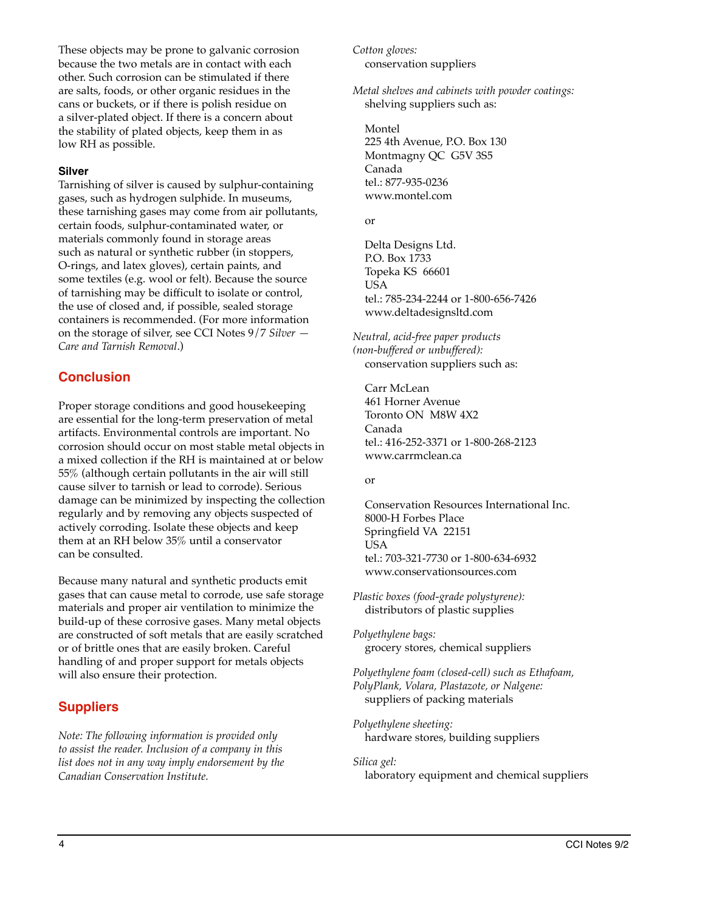These objects may be prone to galvanic corrosion because the two metals are in contact with each other. Such corrosion can be stimulated if there are salts, foods, or other organic residues in the cans or buckets, or if there is polish residue on a silver-plated object. If there is a concern about the stability of plated objects, keep them in as low RH as possible.

### Silver

Tarnishing of silver is caused by sulphur-containing gases, such as hydrogen sulphide. In museums, these tarnishing gases may come from air pollutants, certain foods, sulphur-contaminated water, or materials commonly found in storage areas such as natural or synthetic rubber (in stoppers, O-rings, and latex gloves), certain paints, and some textiles (e.g. wool or felt). Because the source of tarnishing may be difficult to isolate or control, the use of closed and, if possible, sealed storage containers is recommended. (For more information on the storage of silver, see CCI Notes 9/7 *Silver — Care and Tarnish Removal*.)

## Conclusion

Proper storage conditions and good housekeeping are essential for the long-term preservation of metal artifacts. Environmental controls are important. No corrosion should occur on most stable metal objects in a mixed collection if the RH is maintained at or below 55% (although certain pollutants in the air will still cause silver to tarnish or lead to corrode). Serious damage can be minimized by inspecting the collection regularly and by removing any objects suspected of actively corroding. Isolate these objects and keep them at an RH below 35% until a conservator can be consulted.

Because many natural and synthetic products emit gases that can cause metal to corrode, use safe storage materials and proper air ventilation to minimize the build-up of these corrosive gases. Many metal objects are constructed of soft metals that are easily scratched or of brittle ones that are easily broken. Careful handling of and proper support for metals objects will also ensure their protection.

## Suppliers

*Note: The following information is provided only to assist the reader. Inclusion of a company in this list does not in any way imply endorsement by the Canadian Conservation Institute.*

*Cotton gloves:*
conservation suppliers

*Metal shelves and cabinets with powder coatings:*
shelving suppliers such as:

Montel
225 4th Avenue, P.O. Box 130
Montmagny QC G5V 3S5
Canada
tel.: 877-935-0236
www.montel.com

or

Delta Designs Ltd.
P.O. Box 1733
Topeka KS 66601
USA
tel.: 785-234-2244 or 1-800-656-7426
www.deltadesignsltd.com

*Neutral, acid-free paper products (non-buffered or unbuffered):*
conservation suppliers such as:

Carr McLean
461 Horner Avenue
Toronto ON M8W 4X2
Canada
tel.: 416-252-3371 or 1-800-268-2123
www.carrmclean.ca

or

Conservation Resources International Inc.
8000-H Forbes Place
Springfield VA 22151
USA
tel.: 703-321-7730 or 1-800-634-6932
www.conservationsources.com

*Plastic boxes (food-grade polystyrene):*
distributors of plastic supplies

*Polyethylene bags:*
grocery stores, chemical suppliers

*Polyethylene foam (closed-cell) such as Ethafoam, PolyPlank, Volara, Plastazote, or Nalgene:*
suppliers of packing materials

*Polyethylene sheeting:*
hardware stores, building suppliers

*Silica gel:*
laboratory equipment and chemical suppliers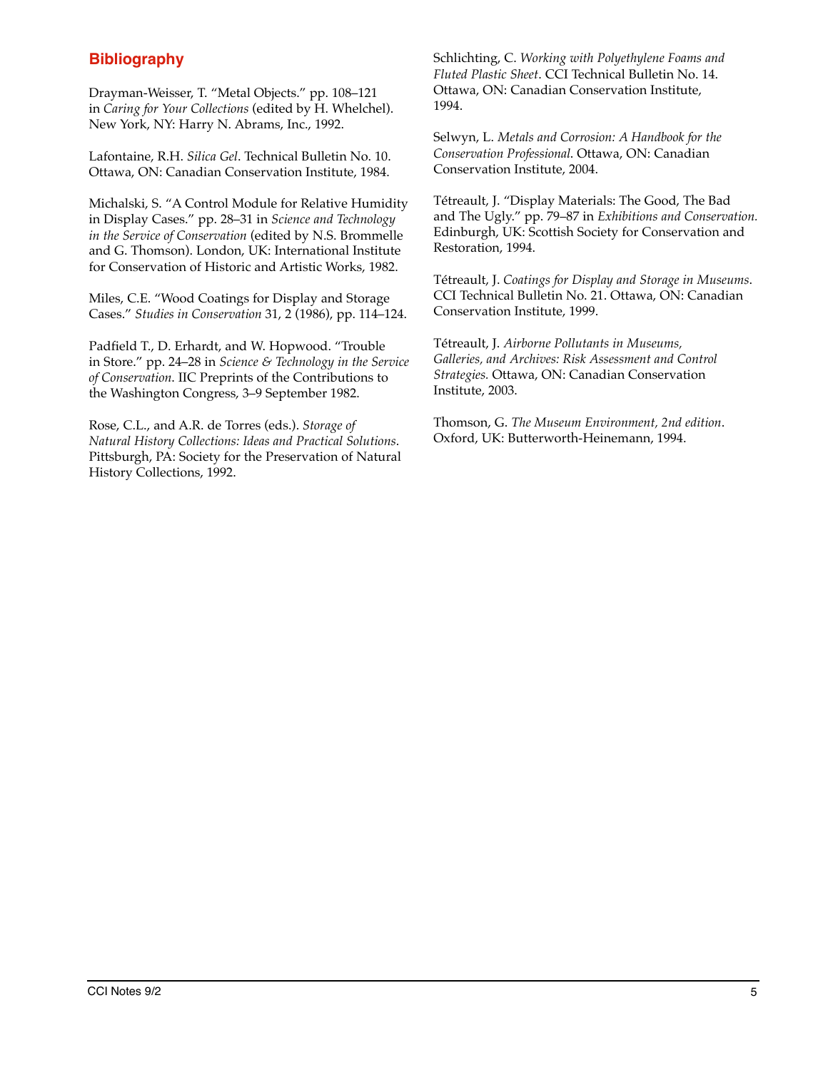## Bibliography

Drayman-Weisser, T. "Metal Objects." pp. 108–121 in *Caring for Your Collections* (edited by H. Whelchel). New York, NY: Harry N. Abrams, Inc., 1992.

Lafontaine, R.H. *Silica Gel*. Technical Bulletin No. 10. Ottawa, ON: Canadian Conservation Institute, 1984.

Michalski, S. "A Control Module for Relative Humidity in Display Cases." pp. 28–31 in *Science and Technology in the Service of Conservation* (edited by N.S. Brommelle and G. Thomson). London, UK: International Institute for Conservation of Historic and Artistic Works, 1982.

Miles, C.E. "Wood Coatings for Display and Storage Cases." *Studies in Conservation* 31, 2 (1986), pp. 114–124.

Padfield T., D. Erhardt, and W. Hopwood. "Trouble in Store." pp. 24–28 in *Science & Technology in the Service of Conservation*. IIC Preprints of the Contributions to the Washington Congress, 3–9 September 1982.

Rose, C.L., and A.R. de Torres (eds.). *Storage of Natural History Collections: Ideas and Practical Solutions*. Pittsburgh, PA: Society for the Preservation of Natural History Collections, 1992.

Schlichting, C. *Working with Polyethylene Foams and Fluted Plastic Sheet*. CCI Technical Bulletin No. 14. Ottawa, ON: Canadian Conservation Institute, 1994.

Selwyn, L. *Metals and Corrosion: A Handbook for the Conservation Professional*. Ottawa, ON: Canadian Conservation Institute, 2004.

Tétreault, J. "Display Materials: The Good, The Bad and The Ugly." pp. 79–87 in *Exhibitions and Conservation.* Edinburgh, UK: Scottish Society for Conservation and Restoration, 1994.

Tétreault, J. *Coatings for Display and Storage in Museums*. CCI Technical Bulletin No. 21. Ottawa, ON: Canadian Conservation Institute, 1999.

Tétreault, J. *Airborne Pollutants in Museums, Galleries, and Archives: Risk Assessment and Control Strategies.* Ottawa, ON: Canadian Conservation Institute, 2003.

Thomson, G. *The Museum Environment, 2nd edition*. Oxford, UK: Butterworth-Heinemann, 1994.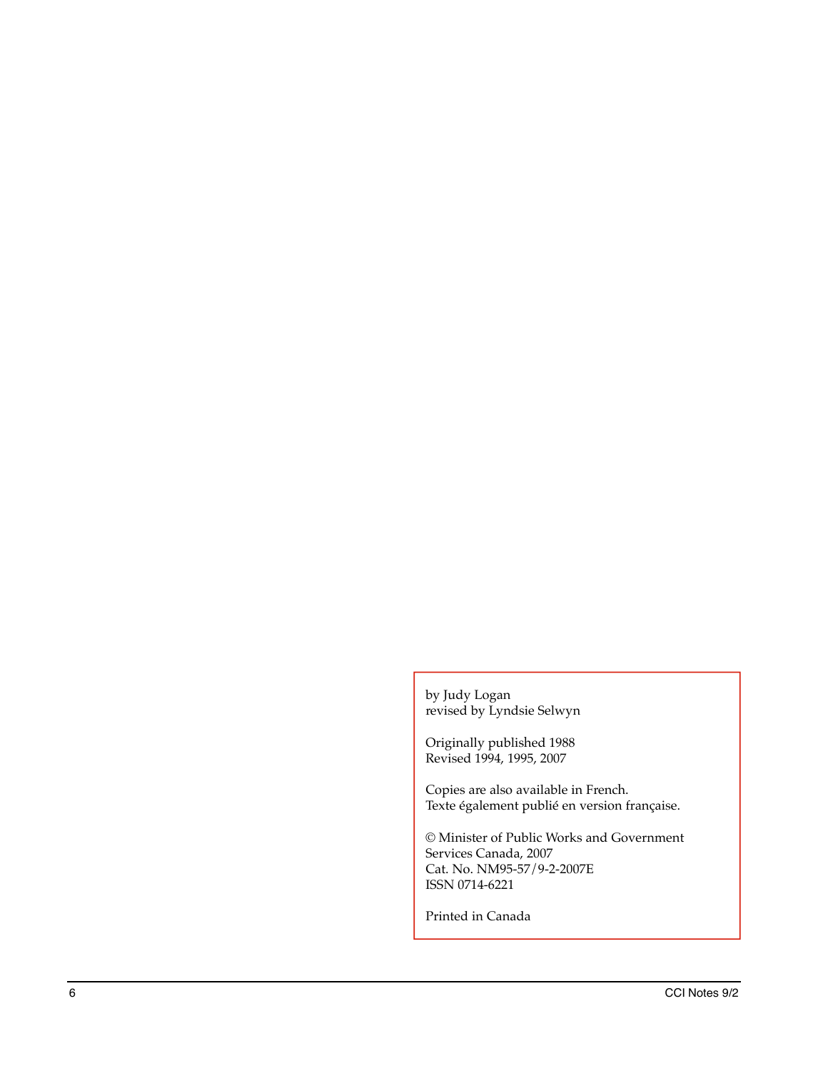by Judy Logan
revised by Lyndsie Selwyn

Originally published 1988
Revised 1994, 1995, 2007

Copies are also available in French.
Texte également publié en version française.

© Minister of Public Works and Government Services Canada, 2007
Cat. No. NM95-57/9-2-2007E
ISSN 0714-6221

Printed in Canada